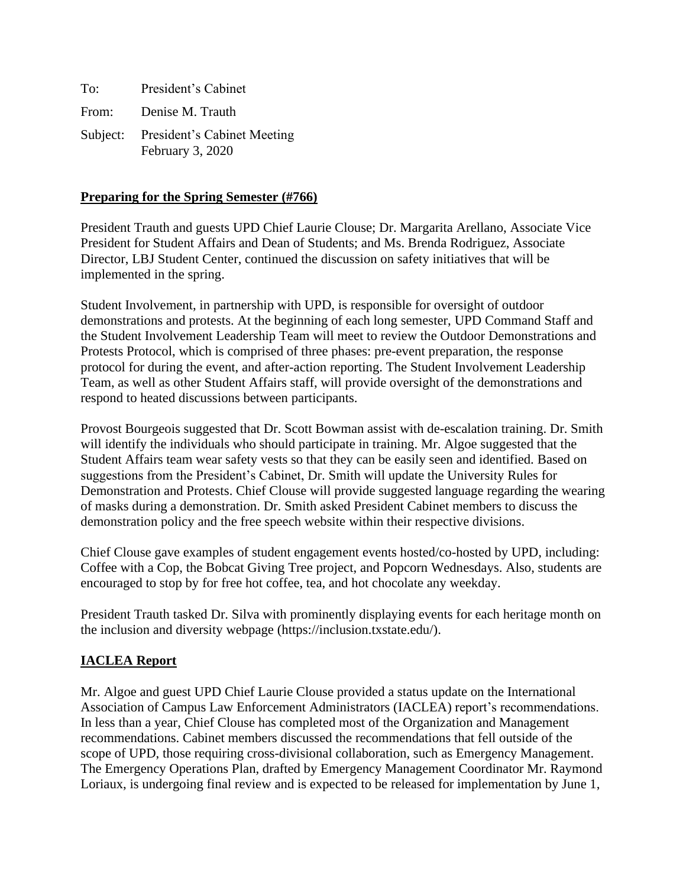To: President's Cabinet

From: Denise M. Trauth

Subject: President's Cabinet Meeting
February 3, 2020

## Preparing for the Spring Semester (#766)

President Trauth and guests UPD Chief Laurie Clouse; Dr. Margarita Arellano, Associate Vice President for Student Affairs and Dean of Students; and Ms. Brenda Rodriguez, Associate Director, LBJ Student Center, continued the discussion on safety initiatives that will be implemented in the spring.

Student Involvement, in partnership with UPD, is responsible for oversight of outdoor demonstrations and protests. At the beginning of each long semester, UPD Command Staff and the Student Involvement Leadership Team will meet to review the Outdoor Demonstrations and Protests Protocol, which is comprised of three phases: pre-event preparation, the response protocol for during the event, and after-action reporting. The Student Involvement Leadership Team, as well as other Student Affairs staff, will provide oversight of the demonstrations and respond to heated discussions between participants.

Provost Bourgeois suggested that Dr. Scott Bowman assist with de-escalation training. Dr. Smith will identify the individuals who should participate in training. Mr. Algoe suggested that the Student Affairs team wear safety vests so that they can be easily seen and identified. Based on suggestions from the President's Cabinet, Dr. Smith will update the University Rules for Demonstration and Protests. Chief Clouse will provide suggested language regarding the wearing of masks during a demonstration. Dr. Smith asked President Cabinet members to discuss the demonstration policy and the free speech website within their respective divisions.

Chief Clouse gave examples of student engagement events hosted/co-hosted by UPD, including: Coffee with a Cop, the Bobcat Giving Tree project, and Popcorn Wednesdays. Also, students are encouraged to stop by for free hot coffee, tea, and hot chocolate any weekday.

President Trauth tasked Dr. Silva with prominently displaying events for each heritage month on the inclusion and diversity webpage (https://inclusion.txstate.edu/).

## IACLEA Report

Mr. Algoe and guest UPD Chief Laurie Clouse provided a status update on the International Association of Campus Law Enforcement Administrators (IACLEA) report's recommendations. In less than a year, Chief Clouse has completed most of the Organization and Management recommendations. Cabinet members discussed the recommendations that fell outside of the scope of UPD, those requiring cross-divisional collaboration, such as Emergency Management. The Emergency Operations Plan, drafted by Emergency Management Coordinator Mr. Raymond Loriaux, is undergoing final review and is expected to be released for implementation by June 1,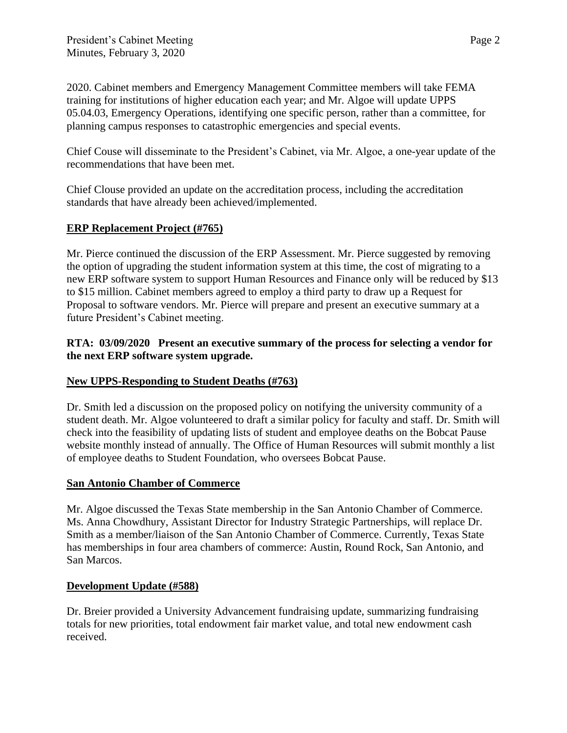2020. Cabinet members and Emergency Management Committee members will take FEMA training for institutions of higher education each year; and Mr. Algoe will update UPPS 05.04.03, Emergency Operations, identifying one specific person, rather than a committee, for planning campus responses to catastrophic emergencies and special events.

Chief Couse will disseminate to the President's Cabinet, via Mr. Algoe, a one-year update of the recommendations that have been met.

Chief Clouse provided an update on the accreditation process, including the accreditation standards that have already been achieved/implemented.

**ERP Replacement Project (#765)**

Mr. Pierce continued the discussion of the ERP Assessment. Mr. Pierce suggested by removing the option of upgrading the student information system at this time, the cost of migrating to a new ERP software system to support Human Resources and Finance only will be reduced by $13 to $15 million. Cabinet members agreed to employ a third party to draw up a Request for Proposal to software vendors. Mr. Pierce will prepare and present an executive summary at a future President's Cabinet meeting.

**RTA: 03/09/2020 Present an executive summary of the process for selecting a vendor for the next ERP software system upgrade.**

**New UPPS-Responding to Student Deaths (#763)**

Dr. Smith led a discussion on the proposed policy on notifying the university community of a student death. Mr. Algoe volunteered to draft a similar policy for faculty and staff. Dr. Smith will check into the feasibility of updating lists of student and employee deaths on the Bobcat Pause website monthly instead of annually. The Office of Human Resources will submit monthly a list of employee deaths to Student Foundation, who oversees Bobcat Pause.

**San Antonio Chamber of Commerce**

Mr. Algoe discussed the Texas State membership in the San Antonio Chamber of Commerce. Ms. Anna Chowdhury, Assistant Director for Industry Strategic Partnerships, will replace Dr. Smith as a member/liaison of the San Antonio Chamber of Commerce. Currently, Texas State has memberships in four area chambers of commerce: Austin, Round Rock, San Antonio, and San Marcos.

**Development Update (#588)**

Dr. Breier provided a University Advancement fundraising update, summarizing fundraising totals for new priorities, total endowment fair market value, and total new endowment cash received.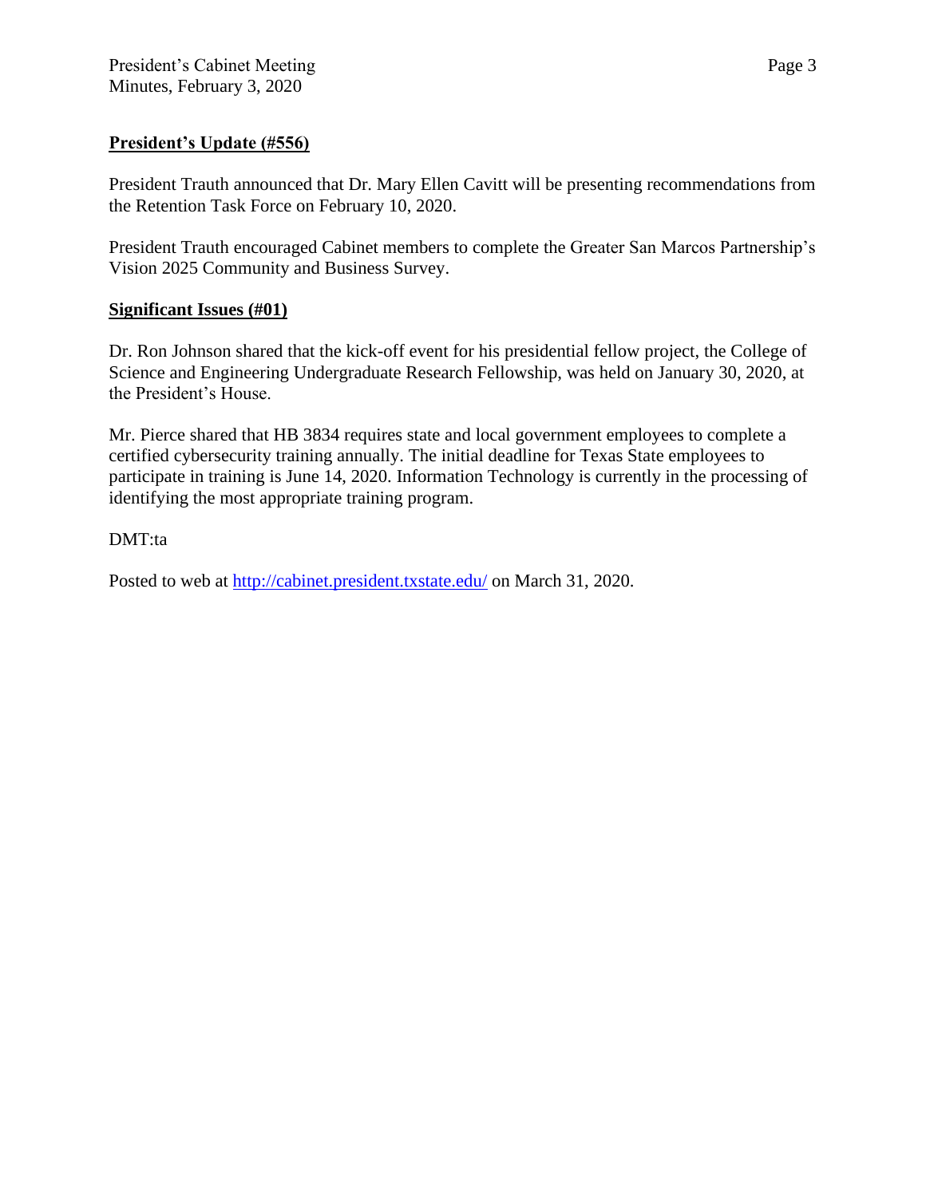**President's Update (#556)**

President Trauth announced that Dr. Mary Ellen Cavitt will be presenting recommendations from the Retention Task Force on February 10, 2020.

President Trauth encouraged Cabinet members to complete the Greater San Marcos Partnership's Vision 2025 Community and Business Survey.

**Significant Issues (#01)**

Dr. Ron Johnson shared that the kick-off event for his presidential fellow project, the College of Science and Engineering Undergraduate Research Fellowship, was held on January 30, 2020, at the President's House.

Mr. Pierce shared that HB 3834 requires state and local government employees to complete a certified cybersecurity training annually. The initial deadline for Texas State employees to participate in training is June 14, 2020. Information Technology is currently in the processing of identifying the most appropriate training program.

DMT:ta

Posted to web at [http://cabinet.president.txstate.edu/](http://cabinet.president.txstate.edu/) on March 31, 2020.